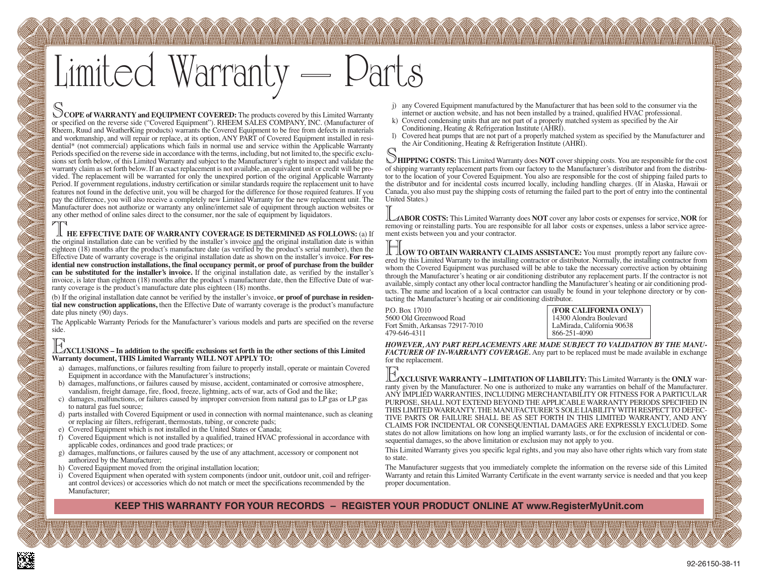# Limited Warranty — Parts

**SCOPE of WARRANTY and EQUIPMENT COVERED:** The products covered by this Limited Warranty or specified on the reverse side ("Covered Equipment"). RHEEM SALES COMPANY, INC. (Manufacturer of Rheem, Ruud and WeatherKing products) warrants the Covered Equipment to be free from defects in materials and workmanship, and will repair or replace, at its option, ANY PART of Covered Equipment installed in residential* (not commercial) applications which fails in normal use and service within the Applicable Warranty Periods specified on the reverse side in accordance with the terms, including, but not limited to, the specific exclusions set forth below, of this Limited Warranty and subject to the Manufacturer's right to inspect and validate the warranty claim as set forth below. If an exact replacement is not available, an equivalent unit or credit will be provided. The replacement will be warranted for only the unexpired portion of the original Applicable Warranty Period. If government regulations, industry certification or similar standards require the replacement unit to have features not found in the defective unit, you will be charged for the difference for those required features. If you pay the difference, you will also receive a completely new Limited Warranty for the new replacement unit. The Manufacturer does not authorize or warranty any online/internet sale of equipment through auction websites or any other method of online sales direct to the consumer, nor the sale of equipment by liquidators.

**THE EFFECTIVE DATE OF WARRANTY COVERAGE IS DETERMINED AS FOLLOWS:** (a) If the original installation date can be verified by the installer's invoice and the original installation date is within eighteen (18) months after the product's manufacture date (as verified by the product's serial number), then the Effective Date of warranty coverage is the original installation date as shown on the installer's invoice. **For residential new construction installations, the final occupancy permit, or proof of purchase from the builder can be substituted for the installer's invoice.** If the original installation date, as verified by the installer's invoice, is later than eighteen (18) months after the product's manufacturer date, then the Effective Date of warranty coverage is the product's manufacture date plus eighteen (18) months.

(b) If the original installation date cannot be verified by the installer's invoice, **or proof of purchase in residential new construction applications,** then the Effective Date of warranty coverage is the product's manufacture date plus ninety (90) days.

The Applicable Warranty Periods for the Manufacturer's various models and parts are specified on the reverse side.

**EXCLUSIONS – In addition to the specific exclusions set forth in the other sections of this Limited Warranty document, THIS Limited Warranty WILL NOT APPLY TO:**

a) damages, malfunctions, or failures resulting from failure to properly install, operate or maintain Covered Equipment in accordance with the Manufacturer's instructions;
b) damages, malfunctions, or failures caused by misuse, accident, contaminated or corrosive atmosphere, vandalism, freight damage, fire, flood, freeze, lightning, acts of war, acts of God and the like;
c) damages, malfunctions, or failures caused by improper conversion from natural gas to LP gas or LP gas to natural gas fuel source;
d) parts installed with Covered Equipment or used in connection with normal maintenance, such as cleaning or replacing air filters, refrigerant, thermostats, tubing, or concrete pads;
e) Covered Equipment which is not installed in the United States or Canada;
f) Covered Equipment which is not installed by a qualified, trained HVAC professional in accordance with applicable codes, ordinances and good trade practices; or
g) damages, malfunctions, or failures caused by the use of any attachment, accessory or component not authorized by the Manufacturer;
h) Covered Equipment moved from the original installation location;
i) Covered Equipment when operated with system components (indoor unit, outdoor unit, coil and refrigerant control devices) or accessories which do not match or meet the specifications recommended by the Manufacturer;
j) any Covered Equipment manufactured by the Manufacturer that has been sold to the consumer via the internet or auction website, and has not been installed by a trained, qualified HVAC professional.
k) Covered condensing units that are not part of a properly matched system as specified by the Air Conditioning, Heating & Refrigeration Institute (AHRI).
l) Covered heat pumps that are not part of a properly matched system as specified by the Manufacturer and the Air Conditioning, Heating & Refrigeration Institute (AHRI).

**SHIPPING COSTS:** This Limited Warranty does **NOT** cover shipping costs. You are responsible for the cost of shipping warranty replacement parts from our factory to the Manufacturer's distributor and from the distributor to the location of your Covered Equipment. You also are responsible for the cost of shipping failed parts to the distributor and for incidental costs incurred locally, including handling charges. (If in Alaska, Hawaii or Canada, you also must pay the shipping costs of returning the failed part to the port of entry into the continental United States.)

**LABOR COSTS:** This Limited Warranty does **NOT** cover any labor costs or expenses for service, **NOR** for removing or reinstalling parts. You are responsible for all labor costs or expenses, unless a labor service agreement exists between you and your contractor.

**HOW TO OBTAIN WARRANTY CLAIMS ASSISTANCE:** You must promptly report any failure covered by this Limited Warranty to the installing contractor or distributor. Normally, the installing contractor from whom the Covered Equipment was purchased will be able to take the necessary corrective action by obtaining through the Manufacturer's heating or air conditioning distributor any replacement parts. If the contractor is not available, simply contact any other local contractor handling the Manufacturer's heating or air conditioning products. The name and location of a local contractor can usually be found in your telephone directory or by contacting the Manufacturer's heating or air conditioning distributor.

P.O. Box 17010
5600 Old Greenwood Road
Fort Smith, Arkansas 72917-7010
479-646-4311

**(FOR CALIFORNIA ONLY)**
14300 Alondra Boulevard
LaMirada, California 90638
866-251-4090

***HOWEVER, ANY PART REPLACEMENTS ARE MADE SUBJECT TO VALIDATION BY THE MANUFACTURER OF IN-WARRANTY COVERAGE.*** Any part to be replaced must be made available in exchange for the replacement.

**EXCLUSIVE WARRANTY – LIMITATION OF LIABILITY:** This Limited Warranty is the **ONLY** warranty given by the Manufacturer. No one is authorized to make any warranties on behalf of the Manufacturer. ANY IMPLIED WARRANTIES, INCLUDING MERCHANTABILITY OR FITNESS FOR A PARTICULAR PURPOSE, SHALL NOT EXTEND BEYOND THE APPLICABLE WARRANTY PERIODS SPECIFIED IN THIS LIMITED WARRANTY. THE MANUFACTURER'S SOLE LIABILITY WITH RESPECT TO DEFECTIVE PARTS OR FAILURE SHALL BE AS SET FORTH IN THIS LIMITED WARRANTY, AND ANY CLAIMS FOR INCIDENTAL OR CONSEQUENTIAL DAMAGES ARE EXPRESSLY EXCLUDED. Some states do not allow limitations on how long an implied warranty lasts, or for the exclusion of incidental or consequential damages, so the above limitation or exclusion may not apply to you.

This Limited Warranty gives you specific legal rights, and you may also have other rights which vary from state to state.

The Manufacturer suggests that you immediately complete the information on the reverse side of this Limited Warranty and retain this Limited Warranty Certificate in the event warranty service is needed and that you keep proper documentation.

**KEEP THIS WARRANTY FOR YOUR RECORDS – REGISTER YOUR PRODUCT ONLINE AT www.RegisterMyUnit.com**

92-26150-38-11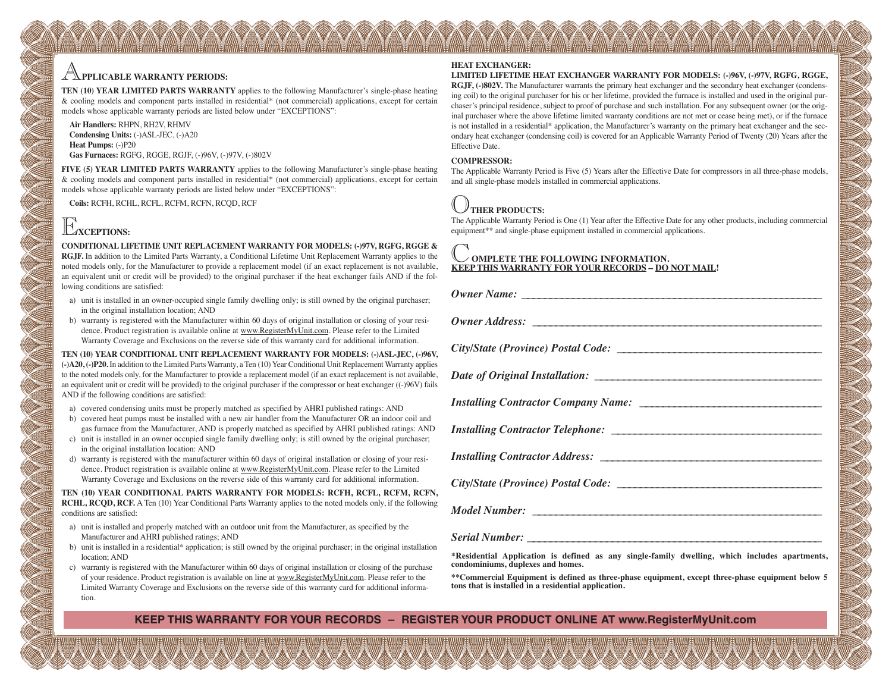## APPLICABLE WARRANTY PERIODS:

**TEN (10) YEAR LIMITED PARTS WARRANTY** applies to the following Manufacturer's single-phase heating & cooling models and component parts installed in residential* (not commercial) applications, except for certain models whose applicable warranty periods are listed below under "EXCEPTIONS":

**Air Handlers:** RHPN, RH2V, RHMV
**Condensing Units:** (-)ASL-JEC, (-)A20
**Heat Pumps:** (-)P20
**Gas Furnaces:** RGFG, RGGE, RGJF, (-)96V, (-)97V, (-)802V

**FIVE (5) YEAR LIMITED PARTS WARRANTY** applies to the following Manufacturer's single-phase heating & cooling models and component parts installed in residential* (not commercial) applications, except for certain models whose applicable warranty periods are listed below under "EXCEPTIONS":

**Coils:** RCFH, RCHL, RCFL, RCFM, RCFN, RCQD, RCF

## EXCEPTIONS:

**CONDITIONAL LIFETIME UNIT REPLACEMENT WARRANTY FOR MODELS: (-)97V, RGFG, RGGE & RGJF.** In addition to the Limited Parts Warranty, a Conditional Lifetime Unit Replacement Warranty applies to the noted models only, for the Manufacturer to provide a replacement model (if an exact replacement is not available, an equivalent unit or credit will be provided) to the original purchaser if the heat exchanger fails AND if the following conditions are satisfied:

a) unit is installed in an owner-occupied single family dwelling only; is still owned by the original purchaser; in the original installation location; AND
b) warranty is registered with the Manufacturer within 60 days of original installation or closing of your residence. Product registration is available online at www.RegisterMyUnit.com. Please refer to the Limited Warranty Coverage and Exclusions on the reverse side of this warranty card for additional information.

**TEN (10) YEAR CONDITIONAL UNIT REPLACEMENT WARRANTY FOR MODELS: (-)ASL-JEC, (-)96V, (-)A20, (-)P20.** In addition to the Limited Parts Warranty, a Ten (10) Year Conditional Unit Replacement Warranty applies to the noted models only, for the Manufacturer to provide a replacement model (if an exact replacement is not available, an equivalent unit or credit will be provided) to the original purchaser if the compressor or heat exchanger ((-)96V) fails AND if the following conditions are satisfied:

a) covered condensing units must be properly matched as specified by AHRI published ratings: AND
b) covered heat pumps must be installed with a new air handler from the Manufacturer OR an indoor coil and gas furnace from the Manufacturer, AND is properly matched as specified by AHRI published ratings: AND
c) unit is installed in an owner occupied single family dwelling only; is still owned by the original purchaser; in the original installation location: AND
d) warranty is registered with the manufacturer within 60 days of original installation or closing of your residence. Product registration is available online at www.RegisterMyUnit.com. Please refer to the Limited Warranty Coverage and Exclusions on the reverse side of this warranty card for additional information.

**TEN (10) YEAR CONDITIONAL PARTS WARRANTY FOR MODELS: RCFH, RCFL, RCFM, RCFN, RCHL, RCQD, RCF.** A Ten (10) Year Conditional Parts Warranty applies to the noted models only, if the following conditions are satisfied:

a) unit is installed and properly matched with an outdoor unit from the Manufacturer, as specified by the Manufacturer and AHRI published ratings; AND
b) unit is installed in a residential* application; is still owned by the original purchaser; in the original installation location; AND
c) warranty is registered with the Manufacturer within 60 days of original installation or closing of the purchase of your residence. Product registration is available on line at www.RegisterMyUnit.com. Please refer to the Limited Warranty Coverage and Exclusions on the reverse side of this warranty card for additional information.

**HEAT EXCHANGER:**

**LIMITED LIFETIME HEAT EXCHANGER WARRANTY FOR MODELS: (-)96V, (-)97V, RGFG, RGGE, RGJF, (-)802V.** The Manufacturer warrants the primary heat exchanger and the secondary heat exchanger (condensing coil) to the original purchaser for his or her lifetime, provided the furnace is installed and used in the original purchaser's principal residence, subject to proof of purchase and such installation. For any subsequent owner (or the original purchaser where the above lifetime limited warranty conditions are not met or cease being met), or if the furnace is not installed in a residential* application, the Manufacturer's warranty on the primary heat exchanger and the secondary heat exchanger (condensing coil) is covered for an Applicable Warranty Period of Twenty (20) Years after the Effective Date.

**COMPRESSOR:**

The Applicable Warranty Period is Five (5) Years after the Effective Date for compressors in all three-phase models, and all single-phase models installed in commercial applications.

## OTHER PRODUCTS:

The Applicable Warranty Period is One (1) Year after the Effective Date for any other products, including commercial equipment** and single-phase equipment installed in commercial applications.

## COMPLETE THE FOLLOWING INFORMATION.

**KEEP THIS WARRANTY FOR YOUR RECORDS – DO NOT MAIL!**

***Owner Name:*** ______________________________

***Owner Address:*** ______________________________

***City/State (Province) Postal Code:*** ______________________________

***Date of Original Installation:*** ______________________________

***Installing Contractor Company Name:*** ______________________________

***Installing Contractor Telephone:*** ______________________________

***Installing Contractor Address:*** ______________________________

***City/State (Province) Postal Code:*** ______________________________

***Model Number:*** ______________________________

***Serial Number:*** ______________________________

**\*Residential Application is defined as any single-family dwelling, which includes apartments, condominiums, duplexes and homes.**

**\*\*Commercial Equipment is defined as three-phase equipment, except three-phase equipment below 5 tons that is installed in a residential application.**

**KEEP THIS WARRANTY FOR YOUR RECORDS – REGISTER YOUR PRODUCT ONLINE AT www.RegisterMyUnit.com**